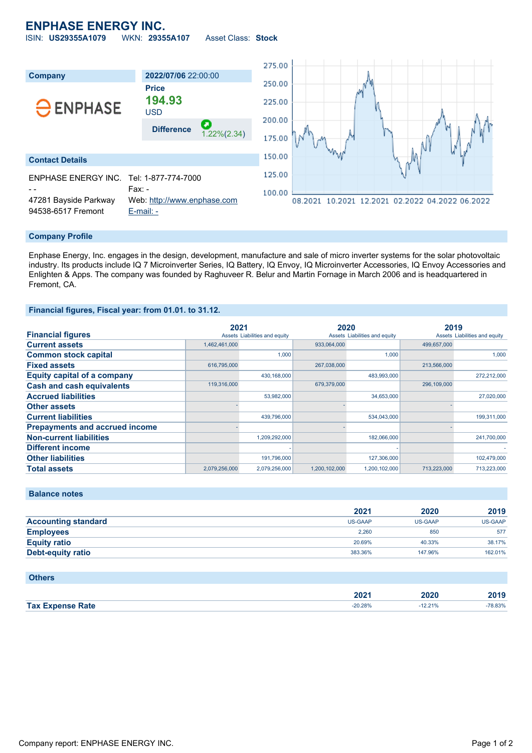# ENPHASE ENERGY INC.

ISIN: **US29355A1079** WKN: **29355A107** Asset Class: **Stock**

| Company | 2022/07/06 22:00:00 |
|---|---|
| ENPHASE | **Price** |
| | **194.93** |
| | USD |
| | **Difference** 1.22%(2.34) |

## Contact Details

ENPHASE ENERGY INC.
- -
47281 Bayside Parkway
94538-6517 Fremont

Tel: 1-877-774-7000
Fax: -
Web: http://www.enphase.com
E-mail: -

## Company Profile

Enphase Energy, Inc. engages in the design, development, manufacture and sale of micro inverter systems for the solar photovoltaic industry. Its products include IQ 7 Microinverter Series, IQ Battery, IQ Envoy, IQ Microinverter Accessories, IQ Envoy Accessories and Enlighten & Apps. The company was founded by Raghuveer R. Belur and Martin Fornage in March 2006 and is headquartered in Fremont, CA.

## Financial figures, Fiscal year: from 01.01. to 31.12.

| Financial figures | 2021 Assets | 2021 Liabilities and equity | 2020 Assets | 2020 Liabilities and equity | 2019 Assets | 2019 Liabilities and equity |
|---|---|---|---|---|---|---|
| **Current assets** | 1,462,461,000 | | 933,064,000 | | 499,657,000 | |
| **Common stock capital** | | 1,000 | | 1,000 | | 1,000 |
| **Fixed assets** | 616,795,000 | | 267,038,000 | | 213,566,000 | |
| **Equity capital of a company** | | 430,168,000 | | 483,993,000 | | 272,212,000 |
| **Cash and cash equivalents** | 119,316,000 | | 679,379,000 | | 296,109,000 | |
| **Accrued liabilities** | | 53,982,000 | | 34,653,000 | | 27,020,000 |
| **Other assets** | - | | - | | - | |
| **Current liabilities** | | 439,796,000 | | 534,043,000 | | 199,311,000 |
| **Prepayments and accrued income** | - | | - | | - | |
| **Non-current liabilities** | | 1,209,292,000 | | 182,066,000 | | 241,700,000 |
| **Different income** | | - | | - | | - |
| **Other liabilities** | | 191,796,000 | | 127,306,000 | | 102,479,000 |
| **Total assets** | 2,079,256,000 | 2,079,256,000 | 1,200,102,000 | 1,200,102,000 | 713,223,000 | 713,223,000 |

## Balance notes

| | 2021 | 2020 | 2019 |
|---|---|---|---|
| **Accounting standard** | US-GAAP | US-GAAP | US-GAAP |
| **Employees** | 2,260 | 850 | 577 |
| **Equity ratio** | 20.69% | 40.33% | 38.17% |
| **Debt-equity ratio** | 383.36% | 147.96% | 162.01% |

## Others

| | 2021 | 2020 | 2019 |
|---|---|---|---|
| **Tax Expense Rate** | -20.28% | -12.21% | -78.83% |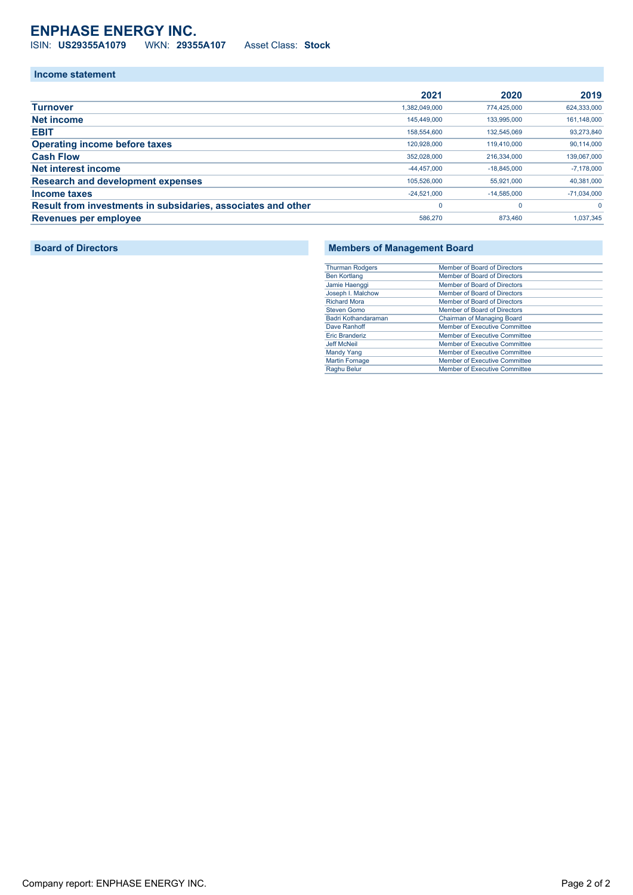# ENPHASE ENERGY INC.

ISIN: **US29355A1079** WKN: **29355A107** Asset Class: **Stock**

## Income statement

| | 2021 | 2020 | 2019 |
|---|---|---|---|
| **Turnover** | 1,382,049,000 | 774,425,000 | 624,333,000 |
| **Net income** | 145,449,000 | 133,995,000 | 161,148,000 |
| **EBIT** | 158,554,600 | 132,545,069 | 93,273,840 |
| **Operating income before taxes** | 120,928,000 | 119,410,000 | 90,114,000 |
| **Cash Flow** | 352,028,000 | 216,334,000 | 139,067,000 |
| **Net interest income** | -44,457,000 | -18,845,000 | -7,178,000 |
| **Research and development expenses** | 105,526,000 | 55,921,000 | 40,381,000 |
| **Income taxes** | -24,521,000 | -14,585,000 | -71,034,000 |
| **Result from investments in subsidaries, associates and other** | 0 | 0 | 0 |
| **Revenues per employee** | 586,270 | 873,460 | 1,037,345 |

## Board of Directors

## Members of Management Board

| | |
|---|---|
| Thurman Rodgers | Member of Board of Directors |
| Ben Kortlang | Member of Board of Directors |
| Jamie Haenggi | Member of Board of Directors |
| Joseph I. Malchow | Member of Board of Directors |
| Richard Mora | Member of Board of Directors |
| Steven Gomo | Member of Board of Directors |
| Badri Kothandaraman | Chairman of Managing Board |
| Dave Ranhoff | Member of Executive Committee |
| Eric Branderiz | Member of Executive Committee |
| Jeff McNeil | Member of Executive Committee |
| Mandy Yang | Member of Executive Committee |
| Martin Fornage | Member of Executive Committee |
| Raghu Belur | Member of Executive Committee |